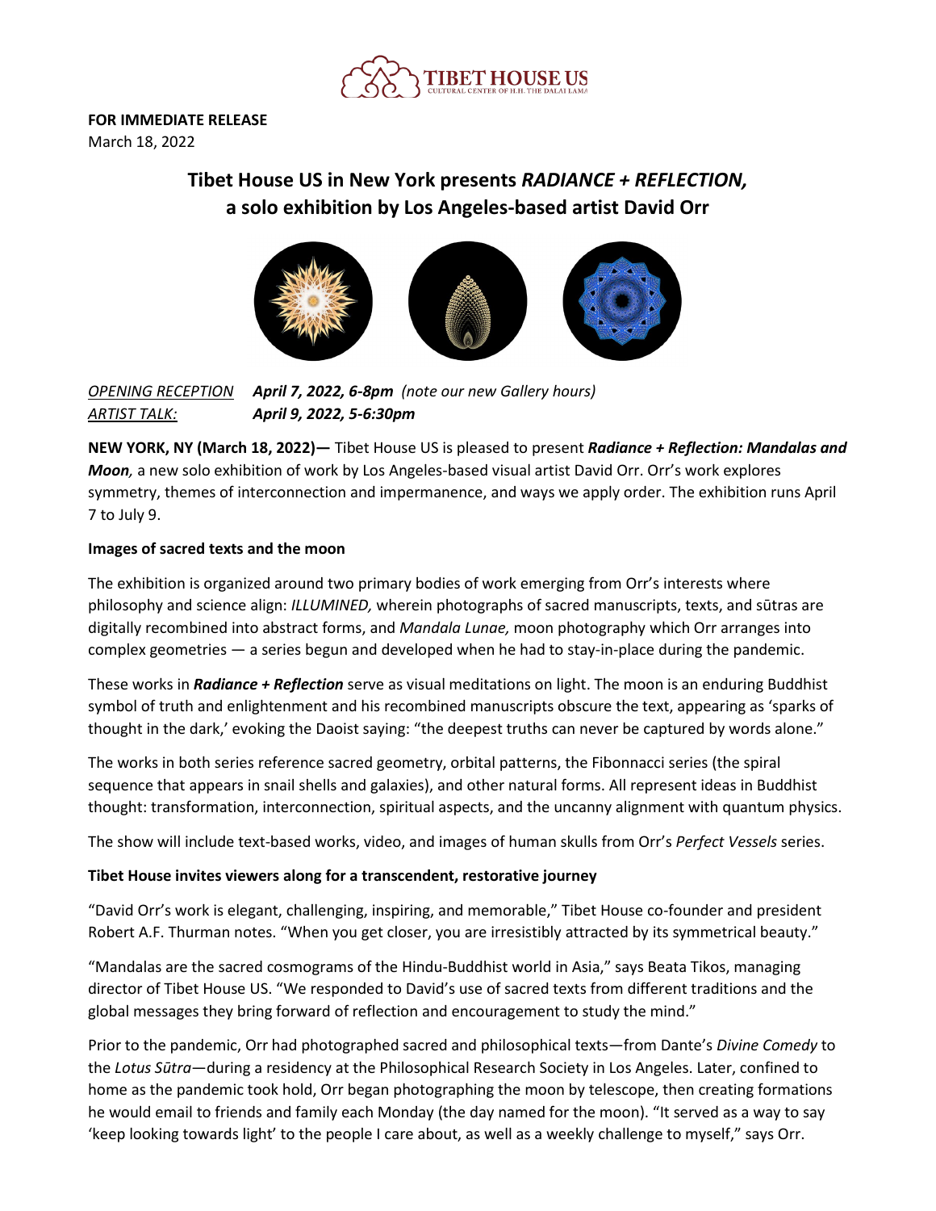TIBET HOUSE US
CULTURAL CENTER OF H.H. THE DALAI LAMA

**FOR IMMEDIATE RELEASE**
March 18, 2022

## Tibet House US in New York presents *RADIANCE + REFLECTION,* a solo exhibition by Los Angeles-based artist David Orr

*OPENING RECEPTION* ***April 7, 2022, 6-8pm*** *(note our new Gallery hours)*
*ARTIST TALK:* ***April 9, 2022, 5-6:30pm***

**NEW YORK, NY (March 18, 2022)—** Tibet House US is pleased to present ***Radiance + Reflection: Mandalas and Moon,*** a new solo exhibition of work by Los Angeles-based visual artist David Orr. Orr's work explores symmetry, themes of interconnection and impermanence, and ways we apply order. The exhibition runs April 7 to July 9.

### Images of sacred texts and the moon

The exhibition is organized around two primary bodies of work emerging from Orr's interests where philosophy and science align: *ILLUMINED,* wherein photographs of sacred manuscripts, texts, and sūtras are digitally recombined into abstract forms, and *Mandala Lunae,* moon photography which Orr arranges into complex geometries — a series begun and developed when he had to stay-in-place during the pandemic.

These works in ***Radiance + Reflection*** serve as visual meditations on light. The moon is an enduring Buddhist symbol of truth and enlightenment and his recombined manuscripts obscure the text, appearing as 'sparks of thought in the dark,' evoking the Daoist saying: "the deepest truths can never be captured by words alone."

The works in both series reference sacred geometry, orbital patterns, the Fibonnacci series (the spiral sequence that appears in snail shells and galaxies), and other natural forms. All represent ideas in Buddhist thought: transformation, interconnection, spiritual aspects, and the uncanny alignment with quantum physics.

The show will include text-based works, video, and images of human skulls from Orr's *Perfect Vessels* series.

### Tibet House invites viewers along for a transcendent, restorative journey

"David Orr's work is elegant, challenging, inspiring, and memorable," Tibet House co-founder and president Robert A.F. Thurman notes. "When you get closer, you are irresistibly attracted by its symmetrical beauty."

"Mandalas are the sacred cosmograms of the Hindu-Buddhist world in Asia," says Beata Tikos, managing director of Tibet House US. "We responded to David's use of sacred texts from different traditions and the global messages they bring forward of reflection and encouragement to study the mind."

Prior to the pandemic, Orr had photographed sacred and philosophical texts—from Dante's *Divine Comedy* to the *Lotus Sūtra*—during a residency at the Philosophical Research Society in Los Angeles. Later, confined to home as the pandemic took hold, Orr began photographing the moon by telescope, then creating formations he would email to friends and family each Monday (the day named for the moon). "It served as a way to say 'keep looking towards light' to the people I care about, as well as a weekly challenge to myself," says Orr.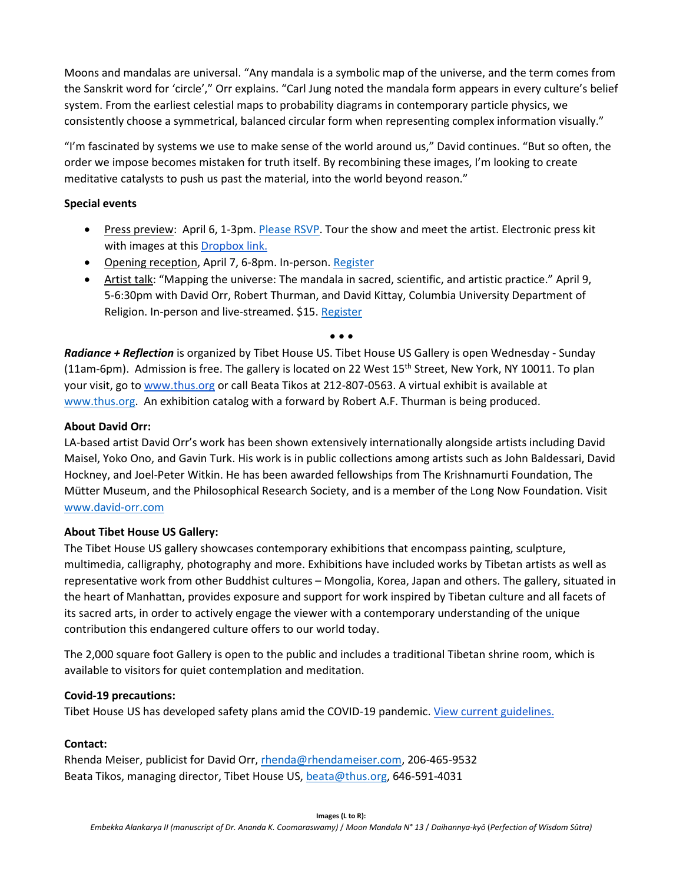Moons and mandalas are universal. "Any mandala is a symbolic map of the universe, and the term comes from the Sanskrit word for 'circle'," Orr explains. "Carl Jung noted the mandala form appears in every culture's belief system. From the earliest celestial maps to probability diagrams in contemporary particle physics, we consistently choose a symmetrical, balanced circular form when representing complex information visually."

"I'm fascinated by systems we use to make sense of the world around us," David continues. "But so often, the order we impose becomes mistaken for truth itself. By recombining these images, I'm looking to create meditative catalysts to push us past the material, into the world beyond reason."

**Special events**

- Press preview: April 6, 1-3pm. Please RSVP. Tour the show and meet the artist. Electronic press kit with images at this Dropbox link.
- Opening reception, April 7, 6-8pm. In-person. Register
- Artist talk: "Mapping the universe: The mandala in sacred, scientific, and artistic practice." April 9, 5-6:30pm with David Orr, Robert Thurman, and David Kittay, Columbia University Department of Religion. In-person and live-streamed. $15. Register

• • •

***Radiance + Reflection*** is organized by Tibet House US. Tibet House US Gallery is open Wednesday - Sunday (11am-6pm). Admission is free. The gallery is located on 22 West 15th Street, New York, NY 10011. To plan your visit, go to www.thus.org or call Beata Tikos at 212-807-0563. A virtual exhibit is available at www.thus.org. An exhibition catalog with a forward by Robert A.F. Thurman is being produced.

**About David Orr:**
LA-based artist David Orr's work has been shown extensively internationally alongside artists including David Maisel, Yoko Ono, and Gavin Turk. His work is in public collections among artists such as John Baldessari, David Hockney, and Joel-Peter Witkin. He has been awarded fellowships from The Krishnamurti Foundation, The Mütter Museum, and the Philosophical Research Society, and is a member of the Long Now Foundation. Visit www.david-orr.com

**About Tibet House US Gallery:**
The Tibet House US gallery showcases contemporary exhibitions that encompass painting, sculpture, multimedia, calligraphy, photography and more. Exhibitions have included works by Tibetan artists as well as representative work from other Buddhist cultures – Mongolia, Korea, Japan and others. The gallery, situated in the heart of Manhattan, provides exposure and support for work inspired by Tibetan culture and all facets of its sacred arts, in order to actively engage the viewer with a contemporary understanding of the unique contribution this endangered culture offers to our world today.

The 2,000 square foot Gallery is open to the public and includes a traditional Tibetan shrine room, which is available to visitors for quiet contemplation and meditation.

**Covid-19 precautions:**
Tibet House US has developed safety plans amid the COVID-19 pandemic. View current guidelines.

**Contact:**
Rhenda Meiser, publicist for David Orr, rhenda@rhendameiser.com, 206-465-9532
Beata Tikos, managing director, Tibet House US, beata@thus.org, 646-591-4031

**Images (L to R):**
*Embekka Alankarya II (manuscript of Dr. Ananda K. Coomaraswamy) / Moon Mandala N° 13 / Daihannya-kyō* (*Perfection of Wisdom Sūtra*)